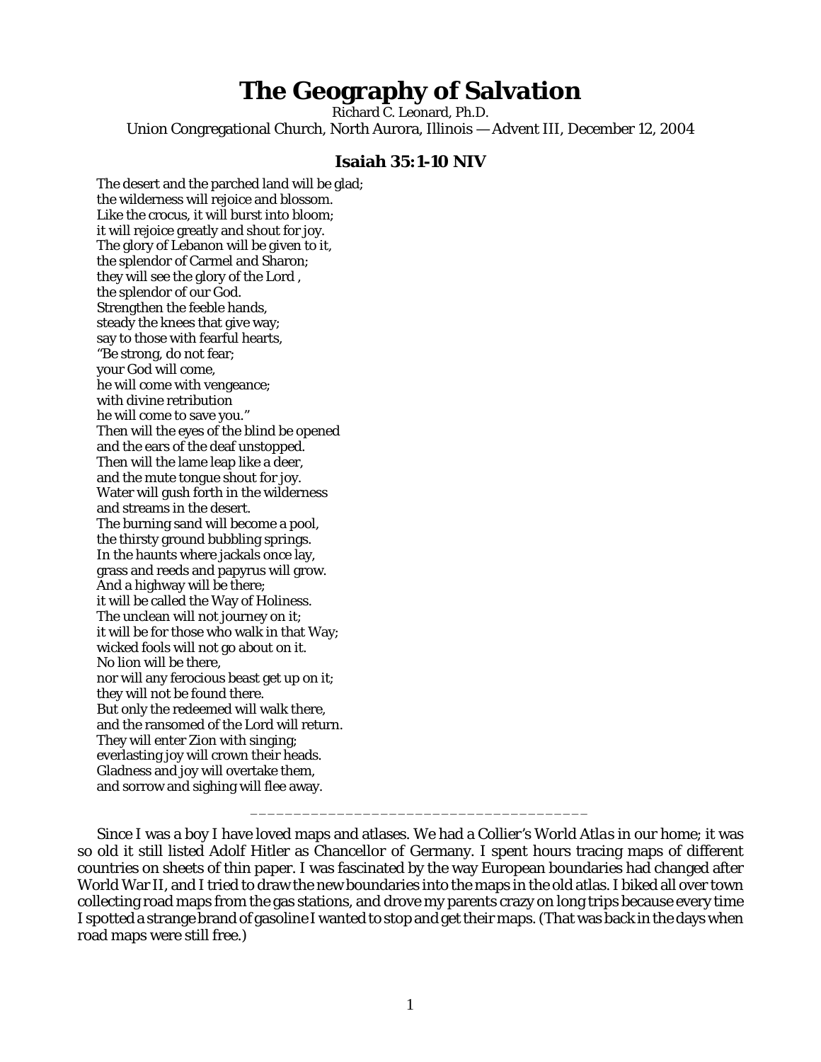# The Geography of Salvation

Richard C. Leonard, Ph.D.

Union Congregational Church, North Aurora, Illinois — Advent III, December 12, 2004

### Isaiah 35:1-10 NIV

The desert and the parched land will be glad;  
the wilderness will rejoice and blossom.  
Like the crocus, it will burst into bloom;  
it will rejoice greatly and shout for joy.  
The glory of Lebanon will be given to it,  
the splendor of Carmel and Sharon;  
they will see the glory of the Lord ,  
the splendor of our God.  
Strengthen the feeble hands,  
steady the knees that give way;  
say to those with fearful hearts,  
"Be strong, do not fear;  
your God will come,  
he will come with vengeance;  
with divine retribution  
he will come to save you."  
Then will the eyes of the blind be opened  
and the ears of the deaf unstopped.  
Then will the lame leap like a deer,  
and the mute tongue shout for joy.  
Water will gush forth in the wilderness  
and streams in the desert.  
The burning sand will become a pool,  
the thirsty ground bubbling springs.  
In the haunts where jackals once lay,  
grass and reeds and papyrus will grow.  
And a highway will be there;  
it will be called the Way of Holiness.  
The unclean will not journey on it;  
it will be for those who walk in that Way;  
wicked fools will not go about on it.  
No lion will be there,  
nor will any ferocious beast get up on it;  
they will not be found there.  
But only the redeemed will walk there,  
and the ransomed of the Lord will return.  
They will enter Zion with singing;  
everlasting joy will crown their heads.  
Gladness and joy will overtake them,  
and sorrow and sighing will flee away.

---

Since I was a boy I have loved maps and atlases. We had a Collier's *World Atlas* in our home; it was so old it still listed Adolf Hitler as Chancellor of Germany. I spent hours tracing maps of different countries on sheets of thin paper. I was fascinated by the way European boundaries had changed after World War II, and I tried to draw the new boundaries into the maps in the old atlas. I biked all over town collecting road maps from the gas stations, and drove my parents crazy on long trips because every time I spotted a strange brand of gasoline I wanted to stop and get their maps. (That was back in the days when road maps were still free.)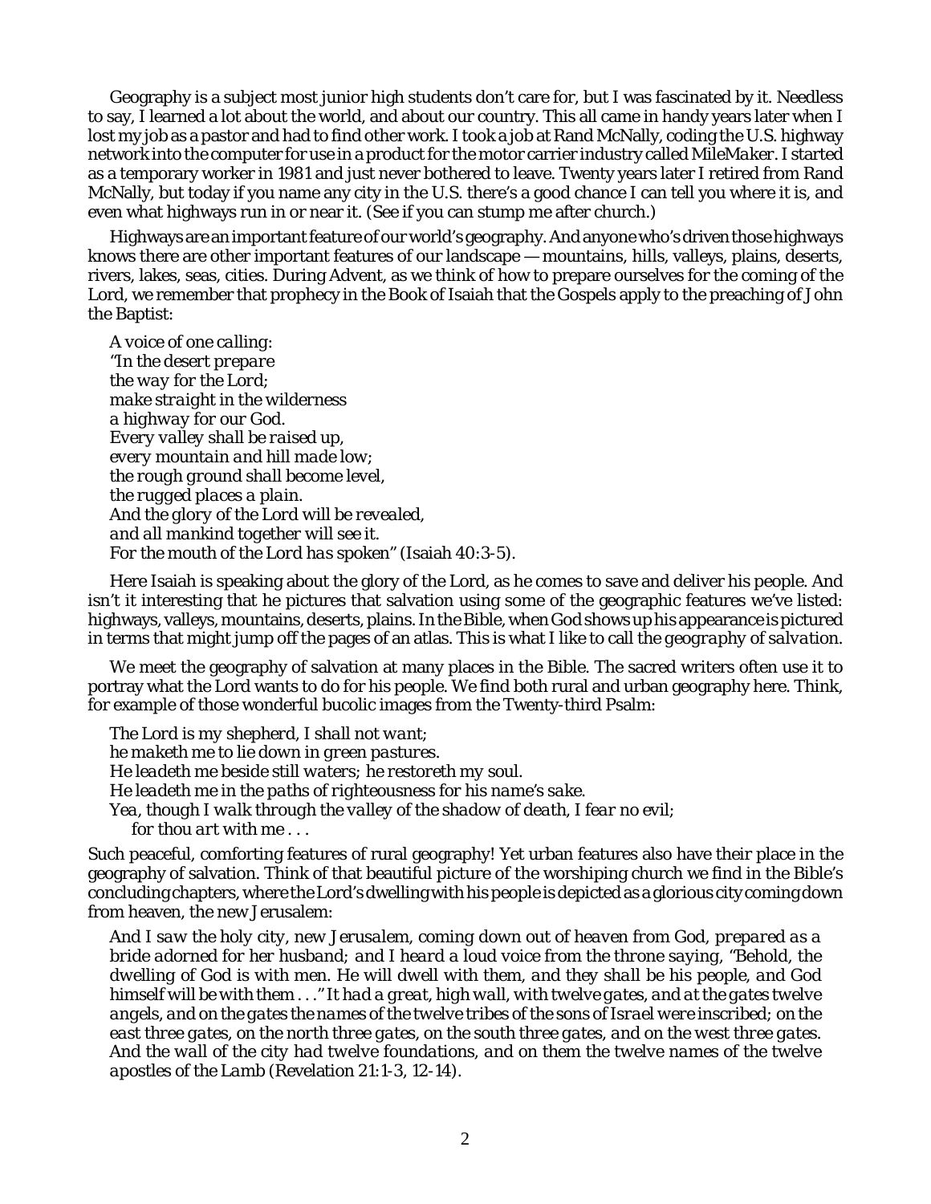Geography is a subject most junior high students don't care for, but I was fascinated by it. Needless to say, I learned a lot about the world, and about our country. This all came in handy years later when I lost my job as a pastor and had to find other work. I took a job at Rand McNally, coding the U.S. highway network into the computer for use in a product for the motor carrier industry called *MileMaker*. I started as a temporary worker in 1981 and just never bothered to leave. Twenty years later I retired from Rand McNally, but today if you name any city in the U.S. there's a good chance I can tell you where it is, and even what highways run in or near it. (See if you can stump me after church.)

Highways are an important feature of our world's geography. And anyone who's driven those highways knows there are other important features of our landscape — mountains, hills, valleys, plains, deserts, rivers, lakes, seas, cities. During Advent, as we think of how to prepare ourselves for the coming of the Lord, we remember that prophecy in the Book of Isaiah that the Gospels apply to the preaching of John the Baptist:

> *A voice of one calling:*
> *"In the desert prepare*
> *the way for the Lord;*
> *make straight in the wilderness*
> *a highway for our God.*
> *Every valley shall be raised up,*
> *every mountain and hill made low;*
> *the rough ground shall become level,*
> *the rugged places a plain.*
> *And the glory of the Lord will be revealed,*
> *and all mankind together will see it.*
> *For the mouth of the Lord has spoken"* (Isaiah 40:3-5).

Here Isaiah is speaking about the glory of the Lord, as he comes to save and deliver his people. And isn't it interesting that he pictures that salvation using some of the geographic features we've listed: highways, valleys, mountains, deserts, plains. In the Bible, when God shows up his appearance is pictured in terms that might jump off the pages of an atlas. This is what I like to call the *geography of salvation*.

We meet the geography of salvation at many places in the Bible. The sacred writers often use it to portray what the Lord wants to do for his people. We find both rural and urban geography here. Think, for example of those wonderful bucolic images from the Twenty-third Psalm:

> *The Lord is my shepherd, I shall not want;*
> *he maketh me to lie down in green pastures.*
> *He leadeth me beside still waters; he restoreth my soul.*
> *He leadeth me in the paths of righteousness for his name's sake.*
> *Yea, though I walk through the valley of the shadow of death, I fear no evil;*
> *for thou art with me . . .*

Such peaceful, comforting features of rural geography! Yet urban features also have their place in the geography of salvation. Think of that beautiful picture of the worshiping church we find in the Bible's concluding chapters, where the Lord's dwelling with his people is depicted as a glorious city coming down from heaven, the new Jerusalem:

> *And I saw the holy city, new Jerusalem, coming down out of heaven from God, prepared as a bride adorned for her husband; and I heard a loud voice from the throne saying, "Behold, the dwelling of God is with men. He will dwell with them, and they shall be his people, and God himself will be with them . . ." It had a great, high wall, with twelve gates, and at the gates twelve angels, and on the gates the names of the twelve tribes of the sons of Israel were inscribed; on the east three gates, on the north three gates, on the south three gates, and on the west three gates. And the wall of the city had twelve foundations, and on them the twelve names of the twelve apostles of the Lamb* (Revelation 21:1-3, 12-14).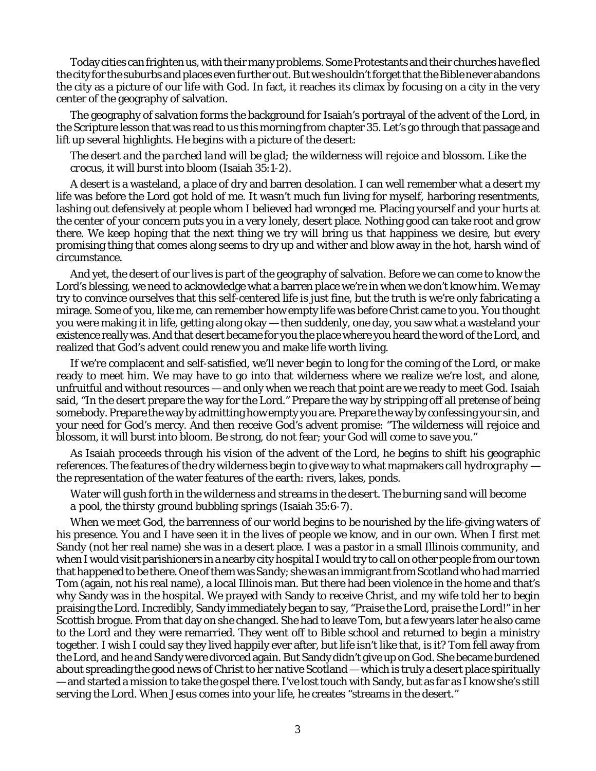Today cities can frighten us, with their many problems. Some Protestants and their churches have fled the city for the suburbs and places even further out. But we shouldn't forget that the Bible never abandons the city as a picture of our life with God. In fact, it reaches its climax by focusing on a city in the very center of the geography of salvation.

The geography of salvation forms the background for Isaiah's portrayal of the advent of the Lord, in the Scripture lesson that was read to us this morning from chapter 35. Let's go through that passage and lift up several highlights. He begins with a picture of the desert:

> *The desert and the parched land will be glad; the wilderness will rejoice and blossom. Like the crocus, it will burst into bloom* (Isaiah 35:1-2).

A desert is a wasteland, a place of dry and barren desolation. I can well remember what a desert my life was before the Lord got hold of me. It wasn't much fun living for myself, harboring resentments, lashing out defensively at people whom I believed had wronged me. Placing yourself and your hurts at the center of your concern puts you in a very lonely, desert place. Nothing good can take root and grow there. We keep hoping that the next thing we try will bring us that happiness we desire, but every promising thing that comes along seems to dry up and wither and blow away in the hot, harsh wind of circumstance.

And yet, the desert of our lives is part of the geography of salvation. Before we can come to know the Lord's blessing, we need to acknowledge what a barren place we're in when we don't know him. We may try to convince ourselves that this self-centered life is just fine, but the truth is we're only fabricating a mirage. Some of you, like me, can remember how empty life was before Christ came to you. You thought you were making it in life, getting along okay — then suddenly, one day, you saw what a wasteland your existence really was. And that desert became for you the place where you heard the word of the Lord, and realized that God's advent could renew you and make life worth living.

If we're complacent and self-satisfied, we'll never begin to long for the coming of the Lord, or make ready to meet him. We may have to go into that wilderness where we realize we're lost, and alone, unfruitful and without resources — and only when we reach that point are we ready to meet God. Isaiah said, "In the desert prepare the way for the Lord." Prepare the way by stripping off all pretense of being somebody. Prepare the way by admitting how empty you are. Prepare the way by confessing your sin, and your need for God's mercy. And then receive God's advent promise: "The wilderness will rejoice and blossom, it will burst into bloom. Be strong, do not fear; your God will come to save you."

As Isaiah proceeds through his vision of the advent of the Lord, he begins to shift his geographic references. The features of the dry wilderness begin to give way to what mapmakers call *hydrography* — the representation of the water features of the earth: rivers, lakes, ponds.

> *Water will gush forth in the wilderness and streams in the desert. The burning sand will become a pool, the thirsty ground bubbling springs* (Isaiah 35:6-7).

When we meet God, the barrenness of our world begins to be nourished by the life-giving waters of his presence. You and I have seen it in the lives of people we know, and in our own. When I first met Sandy (not her real name) she was in a desert place. I was a pastor in a small Illinois community, and when I would visit parishioners in a nearby city hospital I would try to call on other people from our town that happened to be there. One of them was Sandy; she was an immigrant from Scotland who had married Tom (again, not his real name), a local Illinois man. But there had been violence in the home and that's why Sandy was in the hospital. We prayed with Sandy to receive Christ, and my wife told her to begin praising the Lord. Incredibly, Sandy immediately began to say, "Praise the Lord, praise the Lord!" in her Scottish brogue. From that day on she changed. She had to leave Tom, but a few years later he also came to the Lord and they were remarried. They went off to Bible school and returned to begin a ministry together. I wish I could say they lived happily ever after, but life isn't like that, is it? Tom fell away from the Lord, and he and Sandy were divorced again. But Sandy didn't give up on God. She became burdened about spreading the good news of Christ to her native Scotland — which is truly a desert place spiritually — and started a mission to take the gospel there. I've lost touch with Sandy, but as far as I know she's still serving the Lord. When Jesus comes into your life, he creates "streams in the desert."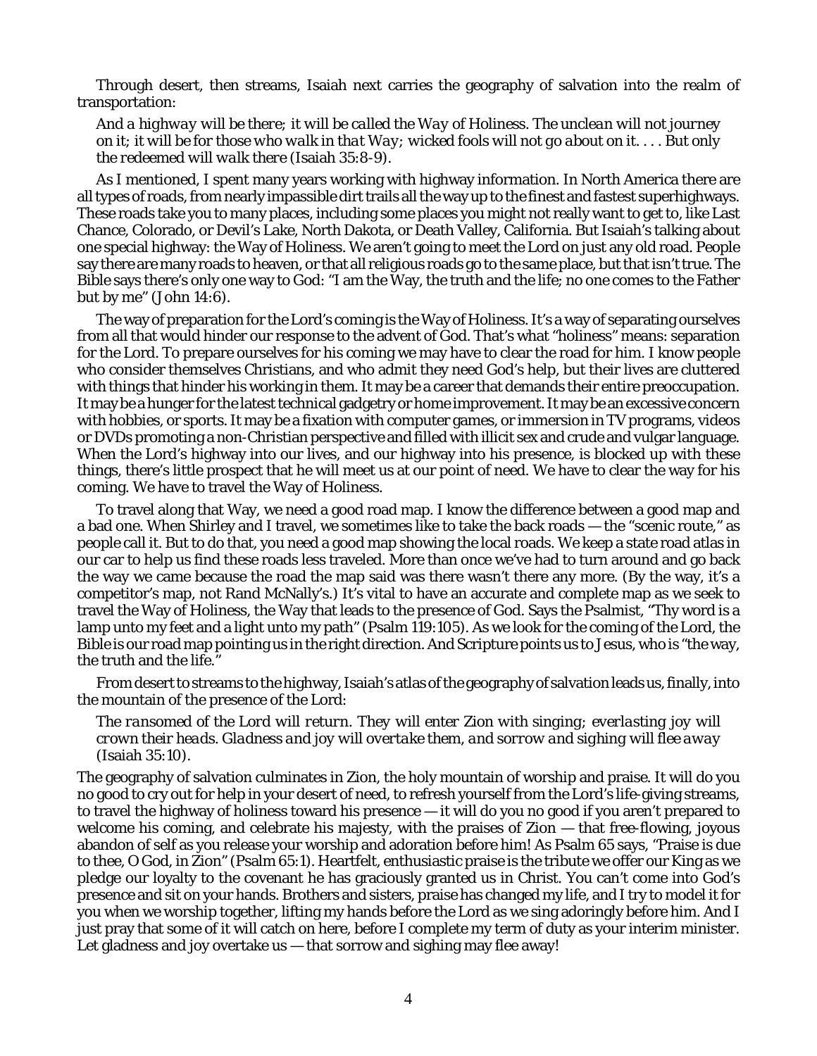Through desert, then streams, Isaiah next carries the geography of salvation into the realm of transportation:

> *And a highway will be there; it will be called the Way of Holiness. The unclean will not journey on it; it will be for those who walk in that Way; wicked fools will not go about on it. . . . But only the redeemed will walk there* (Isaiah 35:8-9).

As I mentioned, I spent many years working with highway information. In North America there are all types of roads, from nearly impassible dirt trails all the way up to the finest and fastest superhighways. These roads take you to many places, including some places you might not really want to get to, like Last Chance, Colorado, or Devil's Lake, North Dakota, or Death Valley, California. But Isaiah's talking about one special highway: the Way of Holiness. We aren't going to meet the Lord on just any old road. People say there are many roads to heaven, or that all religious roads go to the same place, but that isn't true. The Bible says there's only one way to God: "I am the Way, the truth and the life; no one comes to the Father but by me" (John 14:6).

The way of preparation for the Lord's coming is the Way of Holiness. It's a way of separating ourselves from all that would hinder our response to the advent of God. That's what "holiness" means: separation for the Lord. To prepare ourselves for his coming we may have to clear the road for him. I know people who consider themselves Christians, and who admit they need God's help, but their lives are cluttered with things that hinder his working in them. It may be a career that demands their entire preoccupation. It may be a hunger for the latest technical gadgetry or home improvement. It may be an excessive concern with hobbies, or sports. It may be a fixation with computer games, or immersion in TV programs, videos or DVDs promoting a non-Christian perspective and filled with illicit sex and crude and vulgar language. When the Lord's highway into our lives, and our highway into his presence, is blocked up with these things, there's little prospect that he will meet us at our point of need. We have to clear the way for his coming. We have to travel the Way of Holiness.

To travel along that Way, we need a good road map. I know the difference between a good map and a bad one. When Shirley and I travel, we sometimes like to take the back roads — the "scenic route," as people call it. But to do that, you need a good map showing the local roads. We keep a state road atlas in our car to help us find these roads less traveled. More than once we've had to turn around and go back the way we came because the road the map said was there wasn't there any more. (By the way, it's a competitor's map, not Rand McNally's.) It's vital to have an accurate and complete map as we seek to travel the Way of Holiness, the Way that leads to the presence of God. Says the Psalmist, "Thy word is a lamp unto my feet and a light unto my path" (Psalm 119:105). As we look for the coming of the Lord, the Bible is our road map pointing us in the right direction. And Scripture points us to Jesus, who is "the way, the truth and the life."

From desert to streams to the highway, Isaiah's atlas of the geography of salvation leads us, finally, into the mountain of the presence of the Lord:

> *The ransomed of the Lord will return. They will enter Zion with singing; everlasting joy will crown their heads. Gladness and joy will overtake them, and sorrow and sighing will flee away* (Isaiah 35:10).

The geography of salvation culminates in Zion, the holy mountain of worship and praise. It will do you no good to cry out for help in your desert of need, to refresh yourself from the Lord's life-giving streams, to travel the highway of holiness toward his presence — it will do you no good if you aren't prepared to welcome his coming, and celebrate his majesty, with the praises of Zion — that free-flowing, joyous abandon of self as you release your worship and adoration before him! As Psalm 65 says, "Praise is due to thee, O God, in Zion" (Psalm 65:1). Heartfelt, enthusiastic praise is the tribute we offer our King as we pledge our loyalty to the covenant he has graciously granted us in Christ. You can't come into God's presence and sit on your hands. Brothers and sisters, praise has changed my life, and I try to model it for you when we worship together, lifting my hands before the Lord as we sing adoringly before him. And I just pray that some of it will catch on here, before I complete my term of duty as your interim minister. Let gladness and joy overtake us — that sorrow and sighing may flee away!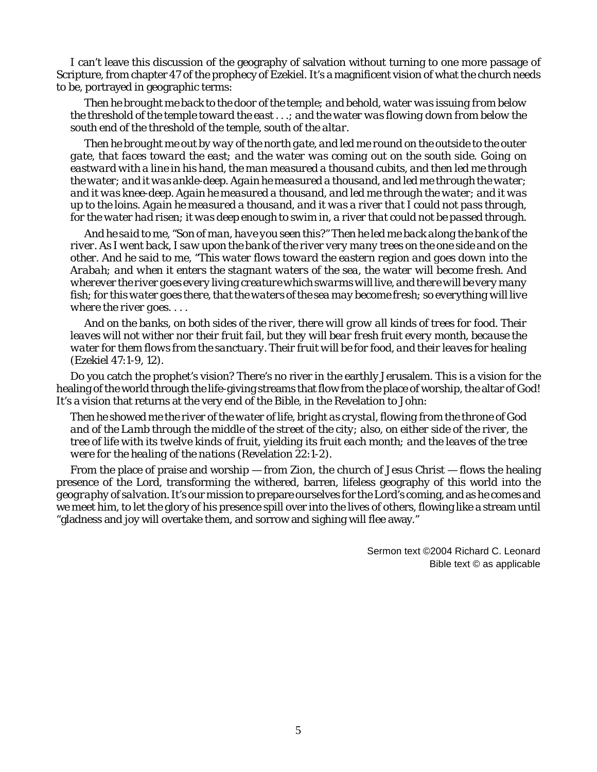I can't leave this discussion of the geography of salvation without turning to one more passage of Scripture, from chapter 47 of the prophecy of Ezekiel. It's a magnificent vision of what the church needs to be, portrayed in geographic terms:

> *Then he brought me back to the door of the temple; and behold, water was issuing from below the threshold of the temple toward the east . . .; and the water was flowing down from below the south end of the threshold of the temple, south of the altar.*
>
> *Then he brought me out by way of the north gate, and led me round on the outside to the outer gate, that faces toward the east; and the water was coming out on the south side. Going on eastward with a line in his hand, the man measured a thousand cubits, and then led me through the water; and it was ankle-deep. Again he measured a thousand, and led me through the water; and it was knee-deep. Again he measured a thousand, and led me through the water; and it was up to the loins. Again he measured a thousand, and it was a river that I could not pass through, for the water had risen; it was deep enough to swim in, a river that could not be passed through.*
>
> *And he said to me, "Son of man, have you seen this?" Then he led me back along the bank of the river. As I went back, I saw upon the bank of the river very many trees on the one side and on the other. And he said to me, "This water flows toward the eastern region and goes down into the Arabah; and when it enters the stagnant waters of the sea, the water will become fresh. And wherever the river goes every living creature which swarms will live, and there will be very many fish; for this water goes there, that the waters of the sea may become fresh; so everything will live where the river goes. . . .*
>
> *And on the banks, on both sides of the river, there will grow all kinds of trees for food. Their leaves will not wither nor their fruit fail, but they will bear fresh fruit every month, because the water for them flows from the sanctuary. Their fruit will be for food, and their leaves for healing* (Ezekiel 47:1-9, 12).

Do you catch the prophet's vision? There's no river in the earthly Jerusalem. This is a vision for the healing of the world through the life-giving streams that flow from the place of worship, the altar of God! It's a vision that returns at the very end of the Bible, in the Revelation to John:

> *Then he showed me the river of the water of life, bright as crystal, flowing from the throne of God and of the Lamb through the middle of the street of the city; also, on either side of the river, the tree of life with its twelve kinds of fruit, yielding its fruit each month; and the leaves of the tree were for the healing of the nations* (Revelation 22:1-2).

From the place of praise and worship — from Zion, the church of Jesus Christ — flows the healing presence of the Lord, transforming the withered, barren, lifeless geography of this world into the *geography of salvation*. It's our mission to prepare ourselves for the Lord's coming, and as he comes and we meet him, to let the glory of his presence spill over into the lives of others, flowing like a stream until "gladness and joy will overtake them, and sorrow and sighing will flee away."

Sermon text ©2004 Richard C. Leonard
Bible text © as applicable